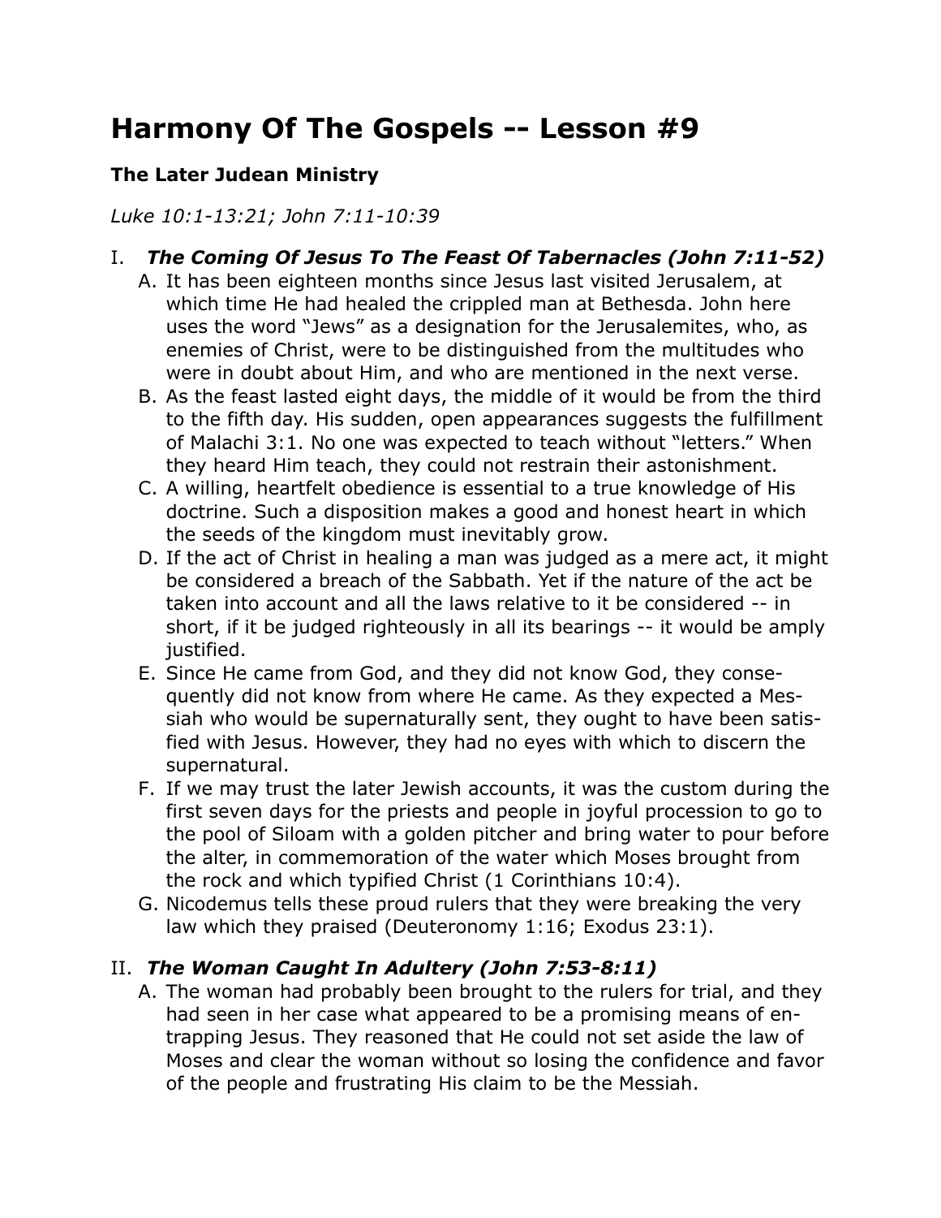# Harmony Of The Gospels -- Lesson #9

### The Later Judean Ministry

*Luke 10:1-13:21; John 7:11-10:39*

I. ***The Coming Of Jesus To The Feast Of Tabernacles (John 7:11-52)***

A. It has been eighteen months since Jesus last visited Jerusalem, at which time He had healed the crippled man at Bethesda. John here uses the word "Jews" as a designation for the Jerusalemites, who, as enemies of Christ, were to be distinguished from the multitudes who were in doubt about Him, and who are mentioned in the next verse.

B. As the feast lasted eight days, the middle of it would be from the third to the fifth day. His sudden, open appearances suggests the fulfillment of Malachi 3:1. No one was expected to teach without "letters." When they heard Him teach, they could not restrain their astonishment.

C. A willing, heartfelt obedience is essential to a true knowledge of His doctrine. Such a disposition makes a good and honest heart in which the seeds of the kingdom must inevitably grow.

D. If the act of Christ in healing a man was judged as a mere act, it might be considered a breach of the Sabbath. Yet if the nature of the act be taken into account and all the laws relative to it be considered -- in short, if it be judged righteously in all its bearings -- it would be amply justified.

E. Since He came from God, and they did not know God, they consequently did not know from where He came. As they expected a Messiah who would be supernaturally sent, they ought to have been satisfied with Jesus. However, they had no eyes with which to discern the supernatural.

F. If we may trust the later Jewish accounts, it was the custom during the first seven days for the priests and people in joyful procession to go to the pool of Siloam with a golden pitcher and bring water to pour before the alter, in commemoration of the water which Moses brought from the rock and which typified Christ (1 Corinthians 10:4).

G. Nicodemus tells these proud rulers that they were breaking the very law which they praised (Deuteronomy 1:16; Exodus 23:1).

II. ***The Woman Caught In Adultery (John 7:53-8:11)***

A. The woman had probably been brought to the rulers for trial, and they had seen in her case what appeared to be a promising means of entrapping Jesus. They reasoned that He could not set aside the law of Moses and clear the woman without so losing the confidence and favor of the people and frustrating His claim to be the Messiah.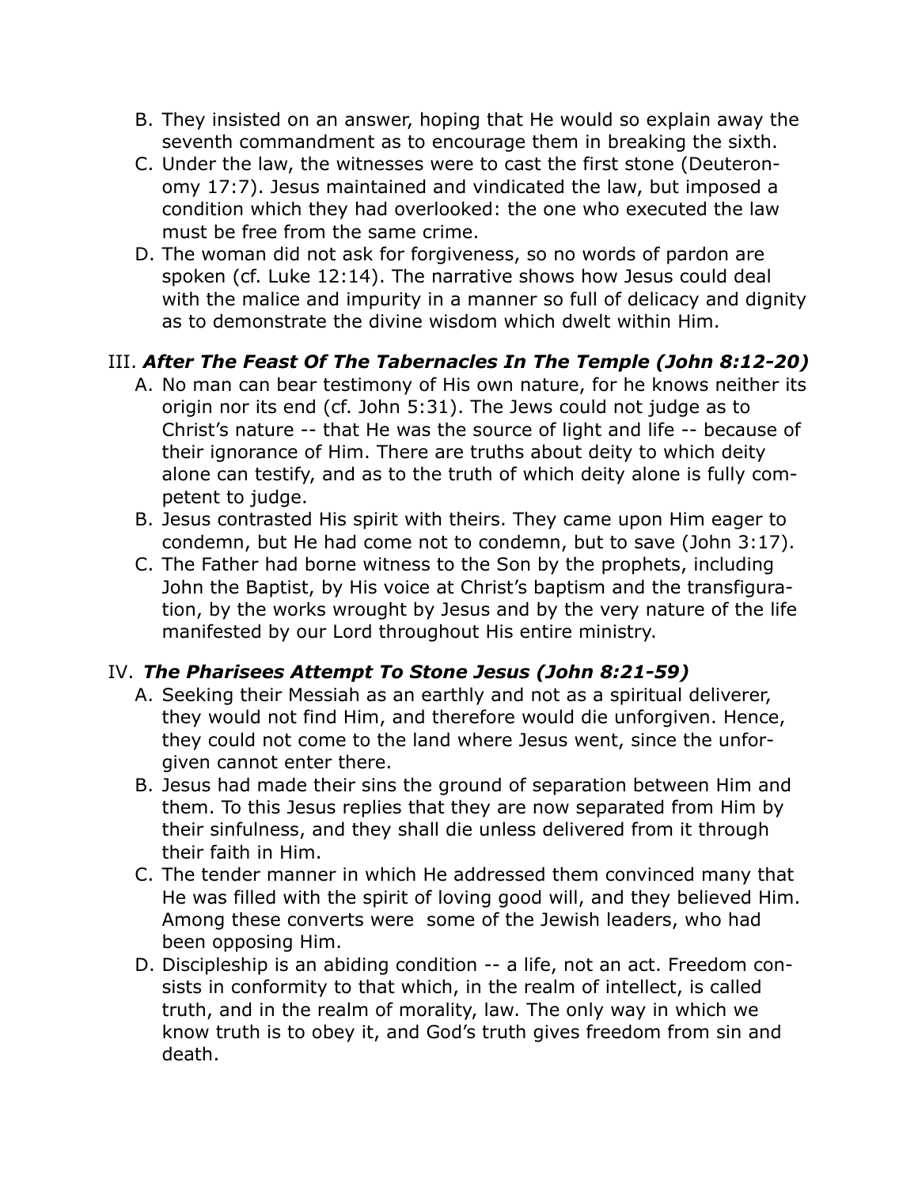B. They insisted on an answer, hoping that He would so explain away the seventh commandment as to encourage them in breaking the sixth.

C. Under the law, the witnesses were to cast the first stone (Deuteronomy 17:7). Jesus maintained and vindicated the law, but imposed a condition which they had overlooked: the one who executed the law must be free from the same crime.

D. The woman did not ask for forgiveness, so no words of pardon are spoken (cf. Luke 12:14). The narrative shows how Jesus could deal with the malice and impurity in a manner so full of delicacy and dignity as to demonstrate the divine wisdom which dwelt within Him.

## III. *After The Feast Of The Tabernacles In The Temple (John 8:12-20)*

A. No man can bear testimony of His own nature, for he knows neither its origin nor its end (cf. John 5:31). The Jews could not judge as to Christ's nature -- that He was the source of light and life -- because of their ignorance of Him. There are truths about deity to which deity alone can testify, and as to the truth of which deity alone is fully competent to judge.

B. Jesus contrasted His spirit with theirs. They came upon Him eager to condemn, but He had come not to condemn, but to save (John 3:17).

C. The Father had borne witness to the Son by the prophets, including John the Baptist, by His voice at Christ's baptism and the transfiguration, by the works wrought by Jesus and by the very nature of the life manifested by our Lord throughout His entire ministry.

## IV. *The Pharisees Attempt To Stone Jesus (John 8:21-59)*

A. Seeking their Messiah as an earthly and not as a spiritual deliverer, they would not find Him, and therefore would die unforgiven. Hence, they could not come to the land where Jesus went, since the unforgiven cannot enter there.

B. Jesus had made their sins the ground of separation between Him and them. To this Jesus replies that they are now separated from Him by their sinfulness, and they shall die unless delivered from it through their faith in Him.

C. The tender manner in which He addressed them convinced many that He was filled with the spirit of loving good will, and they believed Him. Among these converts were some of the Jewish leaders, who had been opposing Him.

D. Discipleship is an abiding condition -- a life, not an act. Freedom consists in conformity to that which, in the realm of intellect, is called truth, and in the realm of morality, law. The only way in which we know truth is to obey it, and God's truth gives freedom from sin and death.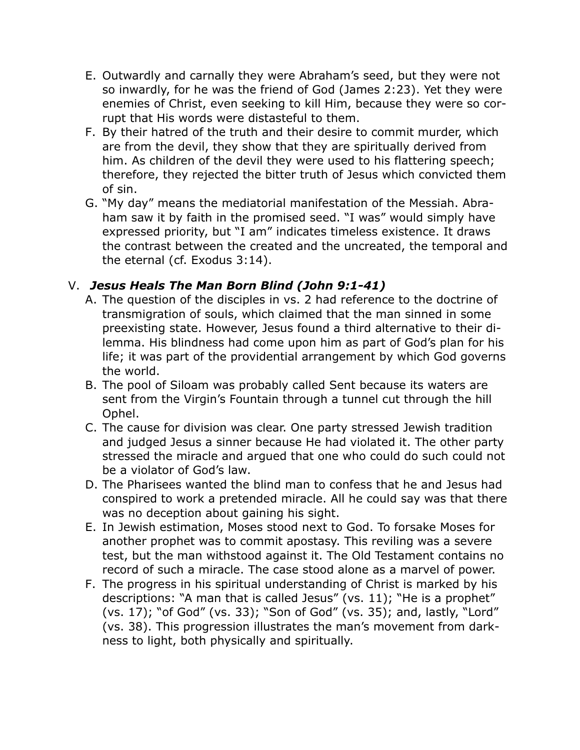E. Outwardly and carnally they were Abraham's seed, but they were not so inwardly, for he was the friend of God (James 2:23). Yet they were enemies of Christ, even seeking to kill Him, because they were so corrupt that His words were distasteful to them.

F. By their hatred of the truth and their desire to commit murder, which are from the devil, they show that they are spiritually derived from him. As children of the devil they were used to his flattering speech; therefore, they rejected the bitter truth of Jesus which convicted them of sin.

G. "My day" means the mediatorial manifestation of the Messiah. Abraham saw it by faith in the promised seed. "I was" would simply have expressed priority, but "I am" indicates timeless existence. It draws the contrast between the created and the uncreated, the temporal and the eternal (cf. Exodus 3:14).

## V. ***Jesus Heals The Man Born Blind (John 9:1-41)***

A. The question of the disciples in vs. 2 had reference to the doctrine of transmigration of souls, which claimed that the man sinned in some preexisting state. However, Jesus found a third alternative to their dilemma. His blindness had come upon him as part of God's plan for his life; it was part of the providential arrangement by which God governs the world.

B. The pool of Siloam was probably called Sent because its waters are sent from the Virgin's Fountain through a tunnel cut through the hill Ophel.

C. The cause for division was clear. One party stressed Jewish tradition and judged Jesus a sinner because He had violated it. The other party stressed the miracle and argued that one who could do such could not be a violator of God's law.

D. The Pharisees wanted the blind man to confess that he and Jesus had conspired to work a pretended miracle. All he could say was that there was no deception about gaining his sight.

E. In Jewish estimation, Moses stood next to God. To forsake Moses for another prophet was to commit apostasy. This reviling was a severe test, but the man withstood against it. The Old Testament contains no record of such a miracle. The case stood alone as a marvel of power.

F. The progress in his spiritual understanding of Christ is marked by his descriptions: "A man that is called Jesus" (vs. 11); "He is a prophet" (vs. 17); "of God" (vs. 33); "Son of God" (vs. 35); and, lastly, "Lord" (vs. 38). This progression illustrates the man's movement from darkness to light, both physically and spiritually.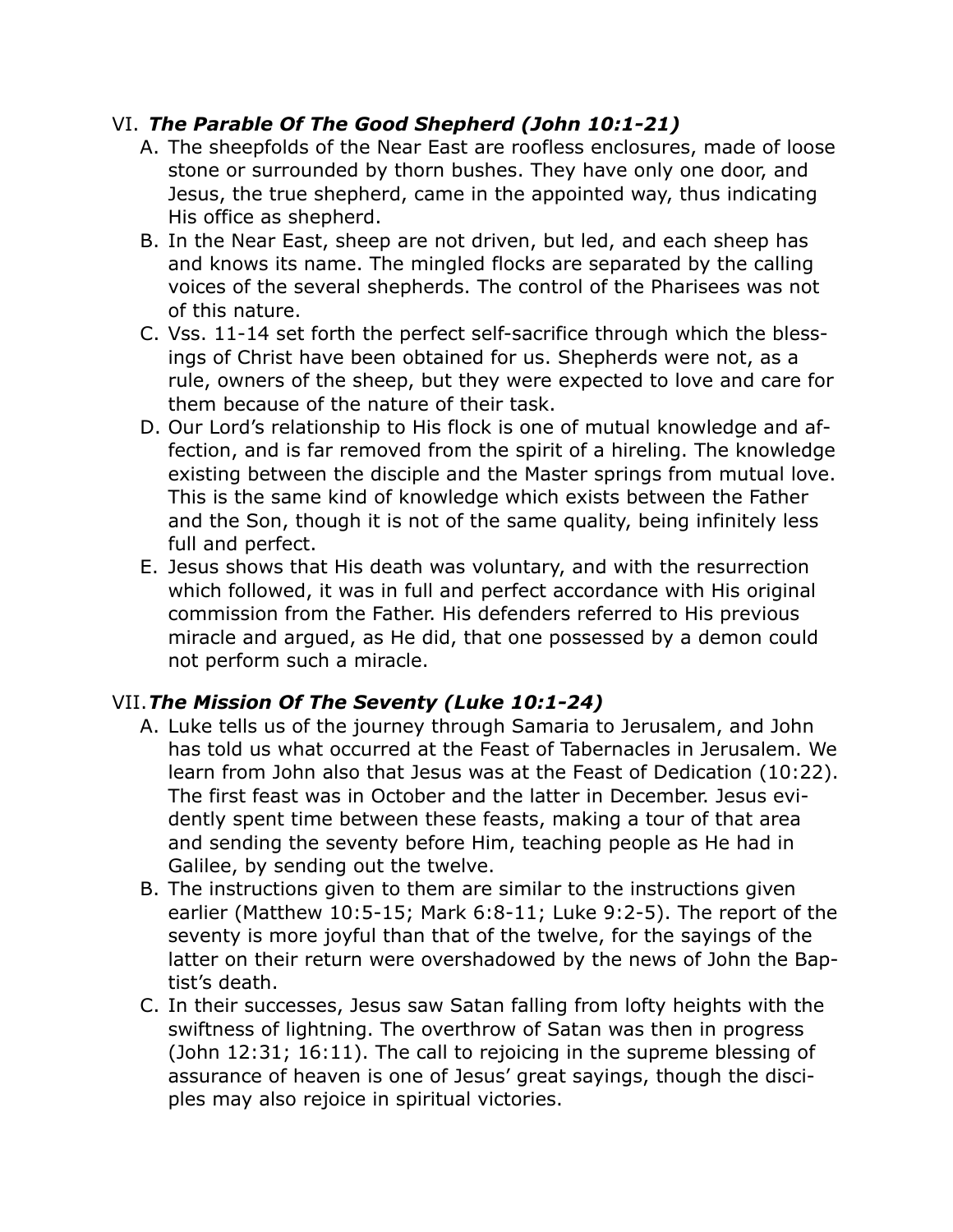## VI. *The Parable Of The Good Shepherd (John 10:1-21)*

A. The sheepfolds of the Near East are roofless enclosures, made of loose stone or surrounded by thorn bushes. They have only one door, and Jesus, the true shepherd, came in the appointed way, thus indicating His office as shepherd.

B. In the Near East, sheep are not driven, but led, and each sheep has and knows its name. The mingled flocks are separated by the calling voices of the several shepherds. The control of the Pharisees was not of this nature.

C. Vss. 11-14 set forth the perfect self-sacrifice through which the blessings of Christ have been obtained for us. Shepherds were not, as a rule, owners of the sheep, but they were expected to love and care for them because of the nature of their task.

D. Our Lord's relationship to His flock is one of mutual knowledge and affection, and is far removed from the spirit of a hireling. The knowledge existing between the disciple and the Master springs from mutual love. This is the same kind of knowledge which exists between the Father and the Son, though it is not of the same quality, being infinitely less full and perfect.

E. Jesus shows that His death was voluntary, and with the resurrection which followed, it was in full and perfect accordance with His original commission from the Father. His defenders referred to His previous miracle and argued, as He did, that one possessed by a demon could not perform such a miracle.

## VII. *The Mission Of The Seventy (Luke 10:1-24)*

A. Luke tells us of the journey through Samaria to Jerusalem, and John has told us what occurred at the Feast of Tabernacles in Jerusalem. We learn from John also that Jesus was at the Feast of Dedication (10:22). The first feast was in October and the latter in December. Jesus evidently spent time between these feasts, making a tour of that area and sending the seventy before Him, teaching people as He had in Galilee, by sending out the twelve.

B. The instructions given to them are similar to the instructions given earlier (Matthew 10:5-15; Mark 6:8-11; Luke 9:2-5). The report of the seventy is more joyful than that of the twelve, for the sayings of the latter on their return were overshadowed by the news of John the Baptist's death.

C. In their successes, Jesus saw Satan falling from lofty heights with the swiftness of lightning. The overthrow of Satan was then in progress (John 12:31; 16:11). The call to rejoicing in the supreme blessing of assurance of heaven is one of Jesus' great sayings, though the disciples may also rejoice in spiritual victories.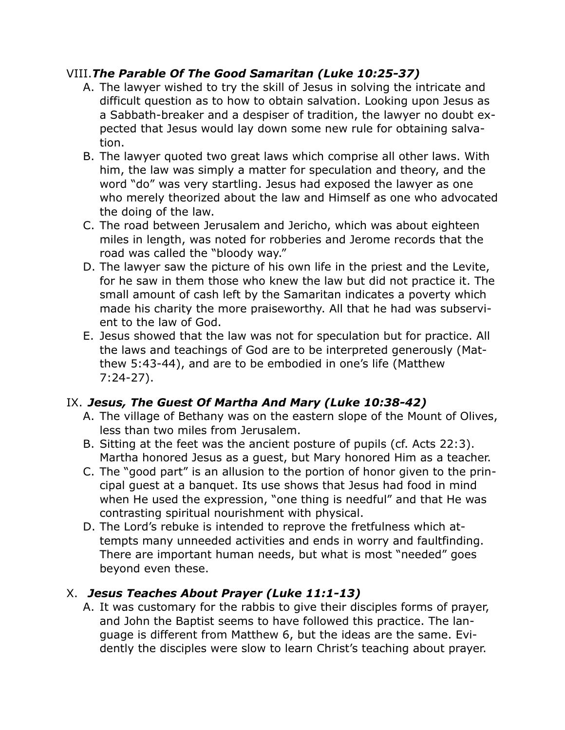## VIII. *The Parable Of The Good Samaritan (Luke 10:25-37)*

A. The lawyer wished to try the skill of Jesus in solving the intricate and difficult question as to how to obtain salvation. Looking upon Jesus as a Sabbath-breaker and a despiser of tradition, the lawyer no doubt expected that Jesus would lay down some new rule for obtaining salvation.

B. The lawyer quoted two great laws which comprise all other laws. With him, the law was simply a matter for speculation and theory, and the word "do" was very startling. Jesus had exposed the lawyer as one who merely theorized about the law and Himself as one who advocated the doing of the law.

C. The road between Jerusalem and Jericho, which was about eighteen miles in length, was noted for robberies and Jerome records that the road was called the "bloody way."

D. The lawyer saw the picture of his own life in the priest and the Levite, for he saw in them those who knew the law but did not practice it. The small amount of cash left by the Samaritan indicates a poverty which made his charity the more praiseworthy. All that he had was subservient to the law of God.

E. Jesus showed that the law was not for speculation but for practice. All the laws and teachings of God are to be interpreted generously (Matthew 5:43-44), and are to be embodied in one's life (Matthew 7:24-27).

## IX. *Jesus, The Guest Of Martha And Mary (Luke 10:38-42)*

A. The village of Bethany was on the eastern slope of the Mount of Olives, less than two miles from Jerusalem.

B. Sitting at the feet was the ancient posture of pupils (cf. Acts 22:3). Martha honored Jesus as a guest, but Mary honored Him as a teacher.

C. The "good part" is an allusion to the portion of honor given to the principal guest at a banquet. Its use shows that Jesus had food in mind when He used the expression, "one thing is needful" and that He was contrasting spiritual nourishment with physical.

D. The Lord's rebuke is intended to reprove the fretfulness which attempts many unneeded activities and ends in worry and faultfinding. There are important human needs, but what is most "needed" goes beyond even these.

## X. *Jesus Teaches About Prayer (Luke 11:1-13)*

A. It was customary for the rabbis to give their disciples forms of prayer, and John the Baptist seems to have followed this practice. The language is different from Matthew 6, but the ideas are the same. Evidently the disciples were slow to learn Christ's teaching about prayer.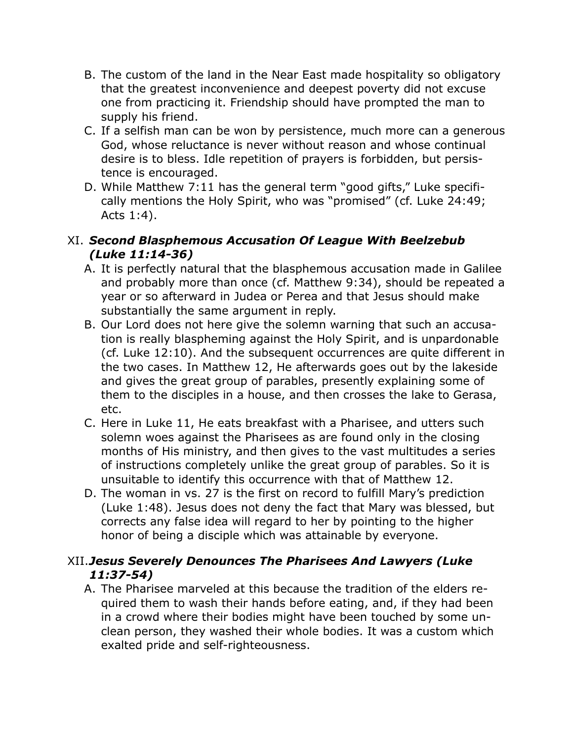B. The custom of the land in the Near East made hospitality so obligatory that the greatest inconvenience and deepest poverty did not excuse one from practicing it. Friendship should have prompted the man to supply his friend.
C. If a selfish man can be won by persistence, much more can a generous God, whose reluctance is never without reason and whose continual desire is to bless. Idle repetition of prayers is forbidden, but persistence is encouraged.
D. While Matthew 7:11 has the general term "good gifts," Luke specifically mentions the Holy Spirit, who was "promised" (cf. Luke 24:49; Acts 1:4).

## XI. ***Second Blasphemous Accusation Of League With Beelzebub (Luke 11:14-36)***

A. It is perfectly natural that the blasphemous accusation made in Galilee and probably more than once (cf. Matthew 9:34), should be repeated a year or so afterward in Judea or Perea and that Jesus should make substantially the same argument in reply.
B. Our Lord does not here give the solemn warning that such an accusation is really blaspheming against the Holy Spirit, and is unpardonable (cf. Luke 12:10). And the subsequent occurrences are quite different in the two cases. In Matthew 12, He afterwards goes out by the lakeside and gives the great group of parables, presently explaining some of them to the disciples in a house, and then crosses the lake to Gerasa, etc.
C. Here in Luke 11, He eats breakfast with a Pharisee, and utters such solemn woes against the Pharisees as are found only in the closing months of His ministry, and then gives to the vast multitudes a series of instructions completely unlike the great group of parables. So it is unsuitable to identify this occurrence with that of Matthew 12.
D. The woman in vs. 27 is the first on record to fulfill Mary's prediction (Luke 1:48). Jesus does not deny the fact that Mary was blessed, but corrects any false idea will regard to her by pointing to the higher honor of being a disciple which was attainable by everyone.

## XII. ***Jesus Severely Denounces The Pharisees And Lawyers (Luke 11:37-54)***

A. The Pharisee marveled at this because the tradition of the elders required them to wash their hands before eating, and, if they had been in a crowd where their bodies might have been touched by some unclean person, they washed their whole bodies. It was a custom which exalted pride and self-righteousness.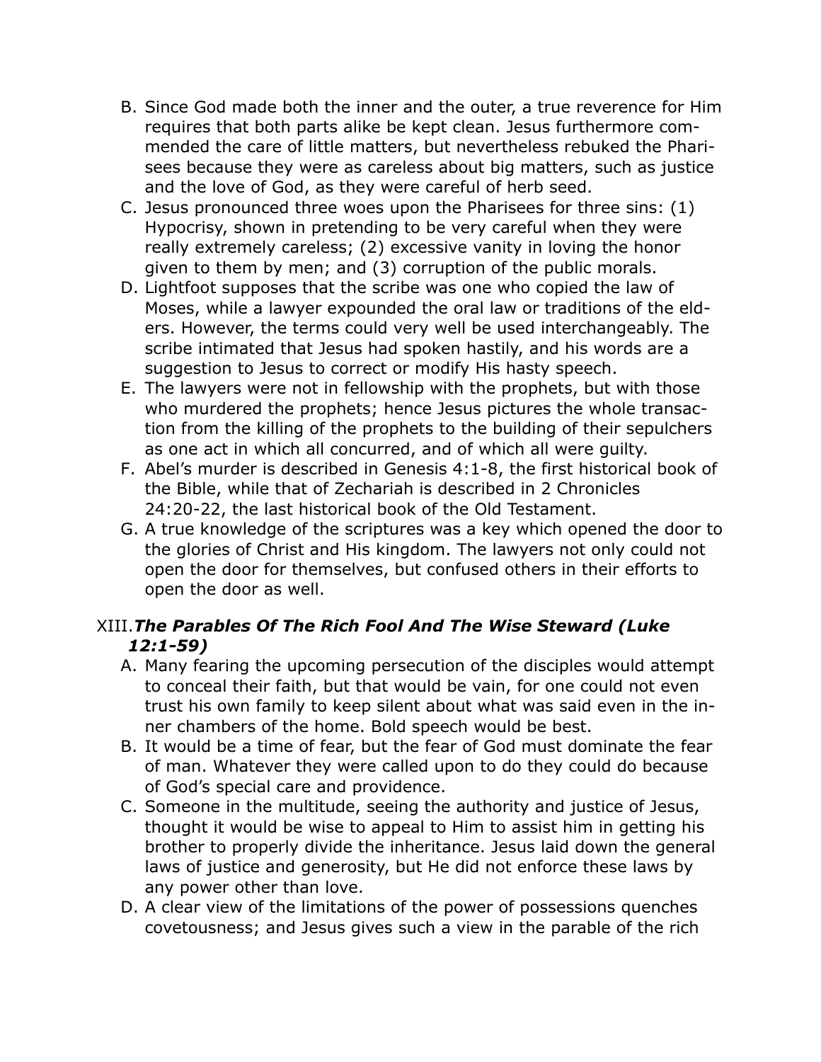B. Since God made both the inner and the outer, a true reverence for Him requires that both parts alike be kept clean. Jesus furthermore commended the care of little matters, but nevertheless rebuked the Pharisees because they were as careless about big matters, such as justice and the love of God, as they were careful of herb seed.

C. Jesus pronounced three woes upon the Pharisees for three sins: (1) Hypocrisy, shown in pretending to be very careful when they were really extremely careless; (2) excessive vanity in loving the honor given to them by men; and (3) corruption of the public morals.

D. Lightfoot supposes that the scribe was one who copied the law of Moses, while a lawyer expounded the oral law or traditions of the elders. However, the terms could very well be used interchangeably. The scribe intimated that Jesus had spoken hastily, and his words are a suggestion to Jesus to correct or modify His hasty speech.

E. The lawyers were not in fellowship with the prophets, but with those who murdered the prophets; hence Jesus pictures the whole transaction from the killing of the prophets to the building of their sepulchers as one act in which all concurred, and of which all were guilty.

F. Abel's murder is described in Genesis 4:1-8, the first historical book of the Bible, while that of Zechariah is described in 2 Chronicles 24:20-22, the last historical book of the Old Testament.

G. A true knowledge of the scriptures was a key which opened the door to the glories of Christ and His kingdom. The lawyers not only could not open the door for themselves, but confused others in their efforts to open the door as well.

## XIII. *The Parables Of The Rich Fool And The Wise Steward (Luke 12:1-59)*

A. Many fearing the upcoming persecution of the disciples would attempt to conceal their faith, but that would be vain, for one could not even trust his own family to keep silent about what was said even in the inner chambers of the home. Bold speech would be best.

B. It would be a time of fear, but the fear of God must dominate the fear of man. Whatever they were called upon to do they could do because of God's special care and providence.

C. Someone in the multitude, seeing the authority and justice of Jesus, thought it would be wise to appeal to Him to assist him in getting his brother to properly divide the inheritance. Jesus laid down the general laws of justice and generosity, but He did not enforce these laws by any power other than love.

D. A clear view of the limitations of the power of possessions quenches covetousness; and Jesus gives such a view in the parable of the rich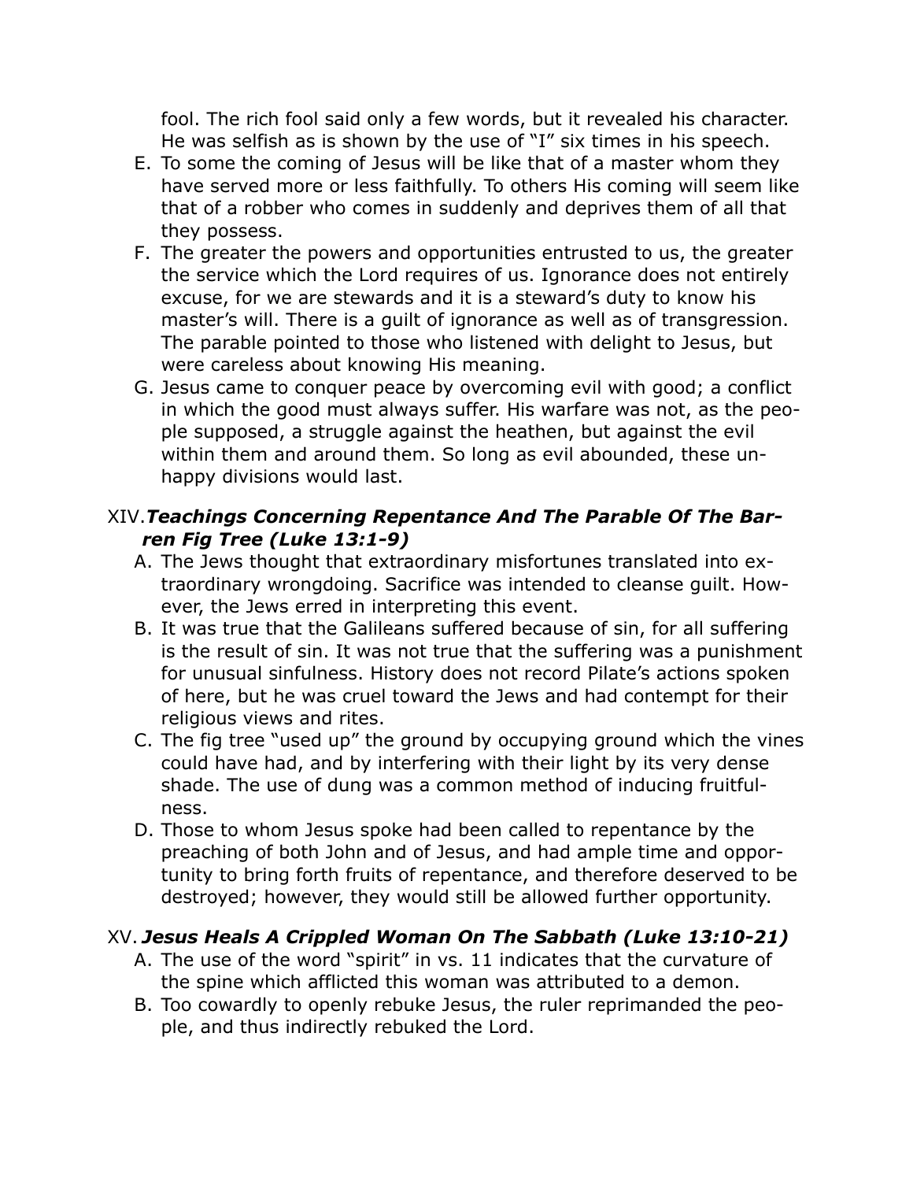fool. The rich fool said only a few words, but it revealed his character. He was selfish as is shown by the use of "I" six times in his speech.

E. To some the coming of Jesus will be like that of a master whom they have served more or less faithfully. To others His coming will seem like that of a robber who comes in suddenly and deprives them of all that they possess.
F. The greater the powers and opportunities entrusted to us, the greater the service which the Lord requires of us. Ignorance does not entirely excuse, for we are stewards and it is a steward's duty to know his master's will. There is a guilt of ignorance as well as of transgression. The parable pointed to those who listened with delight to Jesus, but were careless about knowing His meaning.
G. Jesus came to conquer peace by overcoming evil with good; a conflict in which the good must always suffer. His warfare was not, as the people supposed, a struggle against the heathen, but against the evil within them and around them. So long as evil abounded, these unhappy divisions would last.

## XIV. *Teachings Concerning Repentance And The Parable Of The Barren Fig Tree (Luke 13:1-9)*

A. The Jews thought that extraordinary misfortunes translated into extraordinary wrongdoing. Sacrifice was intended to cleanse guilt. However, the Jews erred in interpreting this event.
B. It was true that the Galileans suffered because of sin, for all suffering is the result of sin. It was not true that the suffering was a punishment for unusual sinfulness. History does not record Pilate's actions spoken of here, but he was cruel toward the Jews and had contempt for their religious views and rites.
C. The fig tree "used up" the ground by occupying ground which the vines could have had, and by interfering with their light by its very dense shade. The use of dung was a common method of inducing fruitfulness.
D. Those to whom Jesus spoke had been called to repentance by the preaching of both John and of Jesus, and had ample time and opportunity to bring forth fruits of repentance, and therefore deserved to be destroyed; however, they would still be allowed further opportunity.

## XV. *Jesus Heals A Crippled Woman On The Sabbath (Luke 13:10-21)*

A. The use of the word "spirit" in vs. 11 indicates that the curvature of the spine which afflicted this woman was attributed to a demon.
B. Too cowardly to openly rebuke Jesus, the ruler reprimanded the people, and thus indirectly rebuked the Lord.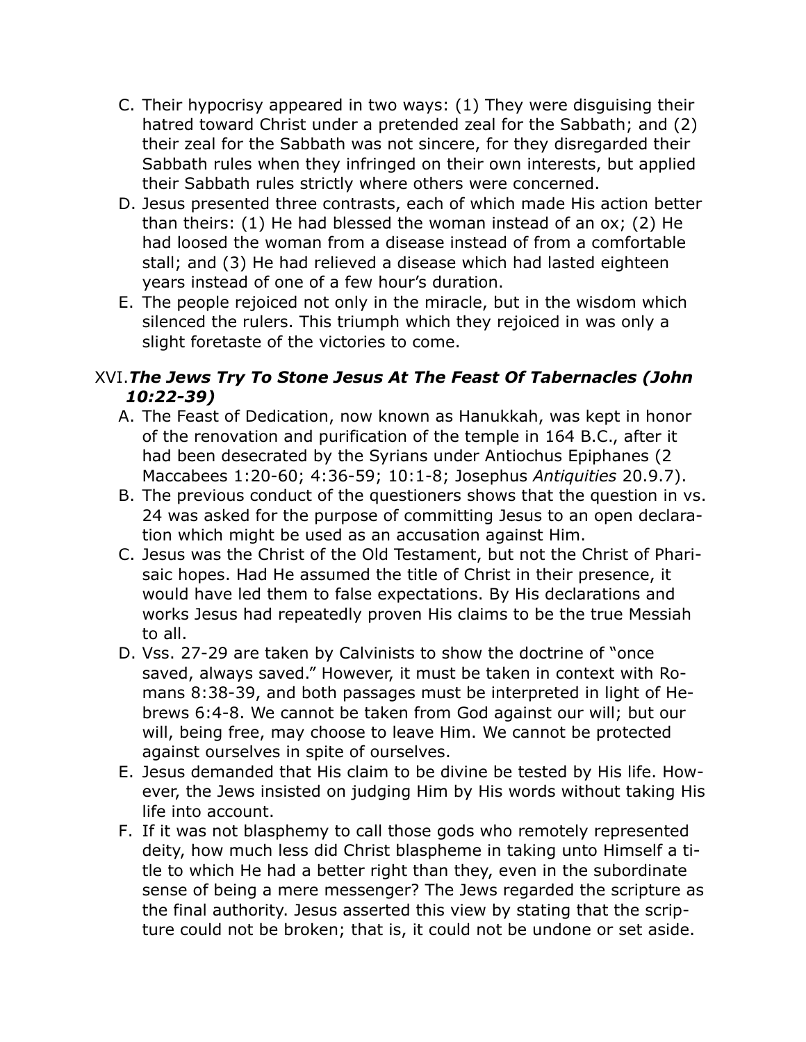C. Their hypocrisy appeared in two ways: (1) They were disguising their hatred toward Christ under a pretended zeal for the Sabbath; and (2) their zeal for the Sabbath was not sincere, for they disregarded their Sabbath rules when they infringed on their own interests, but applied their Sabbath rules strictly where others were concerned.

D. Jesus presented three contrasts, each of which made His action better than theirs: (1) He had blessed the woman instead of an ox; (2) He had loosed the woman from a disease instead of from a comfortable stall; and (3) He had relieved a disease which had lasted eighteen years instead of one of a few hour's duration.

E. The people rejoiced not only in the miracle, but in the wisdom which silenced the rulers. This triumph which they rejoiced in was only a slight foretaste of the victories to come.

## XVI. *The Jews Try To Stone Jesus At The Feast Of Tabernacles (John 10:22-39)*

A. The Feast of Dedication, now known as Hanukkah, was kept in honor of the renovation and purification of the temple in 164 B.C., after it had been desecrated by the Syrians under Antiochus Epiphanes (2 Maccabees 1:20-60; 4:36-59; 10:1-8; Josephus *Antiquities* 20.9.7).

B. The previous conduct of the questioners shows that the question in vs. 24 was asked for the purpose of committing Jesus to an open declaration which might be used as an accusation against Him.

C. Jesus was the Christ of the Old Testament, but not the Christ of Pharisaic hopes. Had He assumed the title of Christ in their presence, it would have led them to false expectations. By His declarations and works Jesus had repeatedly proven His claims to be the true Messiah to all.

D. Vss. 27-29 are taken by Calvinists to show the doctrine of "once saved, always saved." However, it must be taken in context with Romans 8:38-39, and both passages must be interpreted in light of Hebrews 6:4-8. We cannot be taken from God against our will; but our will, being free, may choose to leave Him. We cannot be protected against ourselves in spite of ourselves.

E. Jesus demanded that His claim to be divine be tested by His life. However, the Jews insisted on judging Him by His words without taking His life into account.

F. If it was not blasphemy to call those gods who remotely represented deity, how much less did Christ blaspheme in taking unto Himself a title to which He had a better right than they, even in the subordinate sense of being a mere messenger? The Jews regarded the scripture as the final authority. Jesus asserted this view by stating that the scripture could not be broken; that is, it could not be undone or set aside.